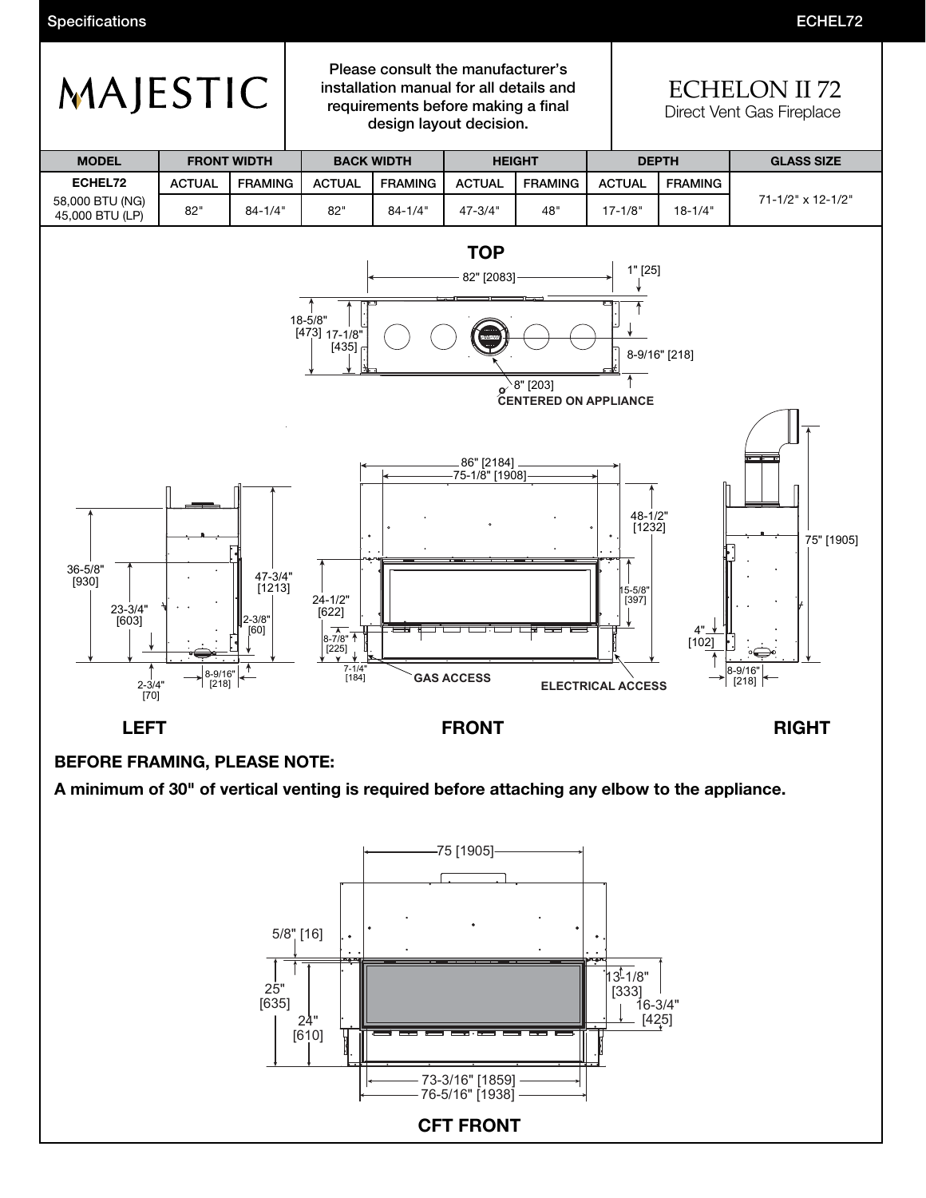# MAJESTIC

Please consult the manufacturer's installation manual for all details and requirements before making a final design layout decision.

## ECHELON II 72

Direct Vent Gas Fireplace

| MODEL | FRONT WIDTH | | BACK WIDTH | | HEIGHT | | DEPTH | | GLASS SIZE |
|---|---|---|---|---|---|---|---|---|---|
| ECHEL72 | ACTUAL | FRAMING | ACTUAL | FRAMING | ACTUAL | FRAMING | ACTUAL | FRAMING | |
| 58,000 BTU (NG) 45,000 BTU (LP) | 82" | 84-1/4" | 82" | 84-1/4" | 47-3/4" | 48" | 17-1/8" | 18-1/4" | 71-1/2" x 12-1/2" |

TOP

82" [2083]
1" [25]
18-5/8" [473]
17-1/8" [435]
8-9/16" [218]
8" [203]
CENTERED ON APPLIANCE

86" [2184]
75-1/8" [1908]
48-1/2" [1232]
36-5/8" [930]
23-3/4" [603]
47-3/4" [1213]
2-3/8" [60]
24-1/2" [622]
15-5/8" [397]
8-7/8" [225]
7-1/4" [184]
75" [1905]
4" [102]
2-3/4" [70]
8-9/16" [218]
8-9/16" [218]
GAS ACCESS
ELECTRICAL ACCESS

LEFT FRONT RIGHT

**BEFORE FRAMING, PLEASE NOTE:**

**A minimum of 30" of vertical venting is required before attaching any elbow to the appliance.**

75 [1905]
5/8" [16]
25" [635]
24" [610]
13-1/8" [333]
16-3/4" [425]
73-3/16" [1859]
76-5/16" [1938]

CFT FRONT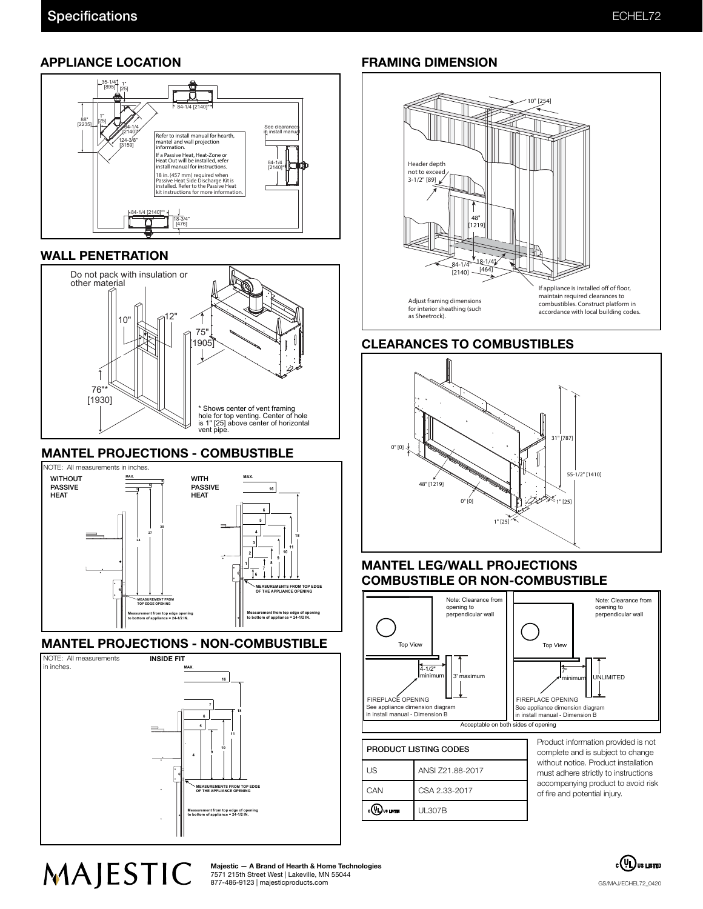## APPLIANCE LOCATION

35-1/4" [895]
1" [25]
84-1/4 [2140]"*
88" [2235]
1" [25]
84-1/4 [2140]"*
124-3/8" [3159]
See clearances in install manual
84-1/4 [2140]"*
84-1/4 [2140]"*
18-3/4" [476]

Refer to install manual for hearth, mantel and wall projection information.

If a Passive Heat, Heat-Zone or Heat Out will be installed, refer install manual for instructions.

18 in. (457 mm) required when Passive Heat Side Discharge Kit is installed. Refer to the Passive Heat kit instructions for more information.

## WALL PENETRATION

Do not pack with insulation or other material

10"
12"
75" [1905]
76"* [1930]

* Shows center of vent framing hole for top venting. Center of hole is 1" [25] above center of horizontal vent pipe.

## MANTEL PROJECTIONS - COMBUSTIBLE

NOTE: All measurements in inches.

WITHOUT PASSIVE HEAT

MAX.
6
3
27
30
24
6

MEASUREMENT FROM TOP EDGE OPENING

Measurement from top edge opening to bottom of appliance = 24-1/2 IN.

WITH PASSIVE HEAT

MAX.
16
6
5
4
3
2
1
18
11
10
9
8
7
6

MEASUREMENTS FROM TOP EDGE OF THE APPLIANCE OPENING

Measurement from top edge of opening to bottom of appliance = 24-1/2 IN.

## MANTEL PROJECTIONS - NON-COMBUSTIBLE

NOTE: All measurements in inches.

INSIDE FIT

MAX.
16
7
6
5
4
18
11
10
9

MEASUREMENTS FROM TOP EDGE OF THE APPLIANCE OPENING

Measurement from top edge of opening to bottom of appliance = 24-1/2 IN.

## FRAMING DIMENSION

10" [254]
Header depth not to exceed 3-1/2" [89]
48" [1219]
84-1/4" [2140]
18-1/4" [464]

Adjust framing dimensions for interior sheathing (such as Sheetrock).

If appliance is installed off of floor, maintain required clearances to combustibles. Construct platform in accordance with local building codes.

## CLEARANCES TO COMBUSTIBLES

0" [0]
48" [1219]
0" [0]
1" [25]
31" [787]
55-1/2" [1410]
1" [25]

## MANTEL LEG/WALL PROJECTIONS COMBUSTIBLE OR NON-COMBUSTIBLE

Note: Clearance from opening to perpendicular wall

Top View

4-1/2" minimum
3" maximum

FIREPLACE OPENING
See appliance dimension diagram in install manual - Dimension B

Note: Clearance from opening to perpendicular wall

Top View

7" minimum
UNLIMITED

FIREPLACE OPENING
See appliance dimension diagram in install manual - Dimension B

Acceptable on both sides of opening

| PRODUCT LISTING CODES | |
|---|---|
| US | ANSI Z21.88-2017 |
| CAN | CSA 2.33-2017 |
| c UL us LISTED | UL307B |

Product information provided is not complete and is subject to change without notice. Product installation must adhere strictly to instructions accompanying product to avoid risk of fire and potential injury.

MAJESTIC

**Majestic — A Brand of Hearth & Home Technologies**
7571 215th Street West | Lakeville, MN 55044
877-486-9123 | majesticproducts.com

c UL us LISTED

GS/MAJ/ECHEL72_0420